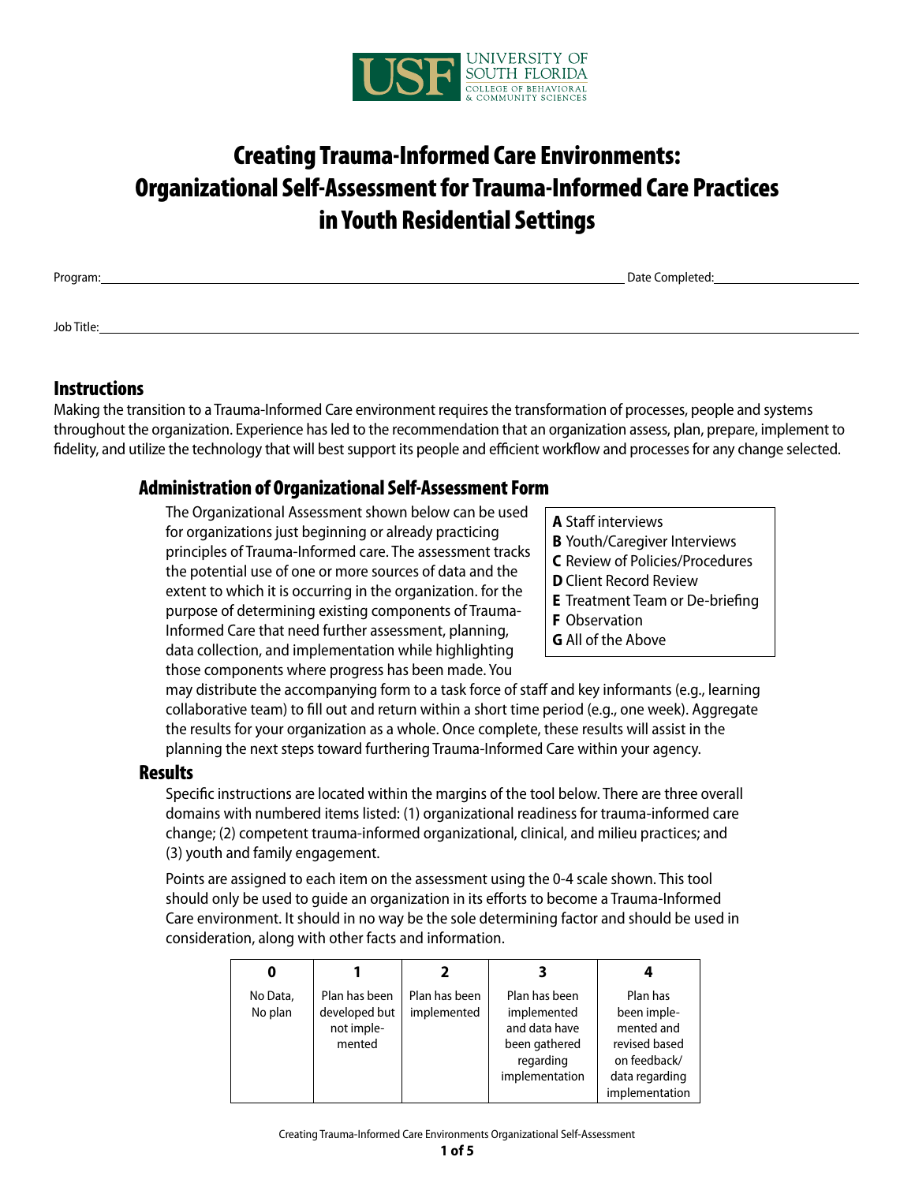UNIVERSITY OF SOUTH FLORIDA
COLLEGE OF BEHAVIORAL & COMMUNITY SCIENCES

# Creating Trauma-Informed Care Environments: Organizational Self-Assessment for Trauma-Informed Care Practices in Youth Residential Settings

Program: \_\_\_\_\_\_\_\_\_\_\_\_\_\_\_\_\_\_\_\_ Date Completed: \_\_\_\_\_\_\_\_\_\_\_\_

Job Title: \_\_\_\_\_\_\_\_\_\_\_\_\_\_\_\_\_\_\_\_

## Instructions

Making the transition to a Trauma-Informed Care environment requires the transformation of processes, people and systems throughout the organization. Experience has led to the recommendation that an organization assess, plan, prepare, implement to fidelity, and utilize the technology that will best support its people and efficient workflow and processes for any change selected.

### Administration of Organizational Self-Assessment Form

The Organizational Assessment shown below can be used for organizations just beginning or already practicing principles of Trauma-Informed care. The assessment tracks the potential use of one or more sources of data and the extent to which it is occurring in the organization. for the purpose of determining existing components of Trauma-Informed Care that need further assessment, planning, data collection, and implementation while highlighting those components where progress has been made. You may distribute the accompanying form to a task force of staff and key informants (e.g., learning collaborative team) to fill out and return within a short time period (e.g., one week). Aggregate the results for your organization as a whole. Once complete, these results will assist in the planning the next steps toward furthering Trauma-Informed Care within your agency.

- **A** Staff interviews
- **B** Youth/Caregiver Interviews
- **C** Review of Policies/Procedures
- **D** Client Record Review
- **E** Treatment Team or De-briefing
- **F** Observation
- **G** All of the Above

### Results

Specific instructions are located within the margins of the tool below. There are three overall domains with numbered items listed: (1) organizational readiness for trauma-informed care change; (2) competent trauma-informed organizational, clinical, and milieu practices; and (3) youth and family engagement.

Points are assigned to each item on the assessment using the 0-4 scale shown. This tool should only be used to guide an organization in its efforts to become a Trauma-Informed Care environment. It should in no way be the sole determining factor and should be used in consideration, along with other facts and information.

| 0 | 1 | 2 | 3 | 4 |
|---|---|---|---|---|
| No Data, No plan | Plan has been developed but not implemented | Plan has been implemented | Plan has been implemented and data have been gathered regarding implementation | Plan has been implemented and revised based on feedback/ data regarding implementation |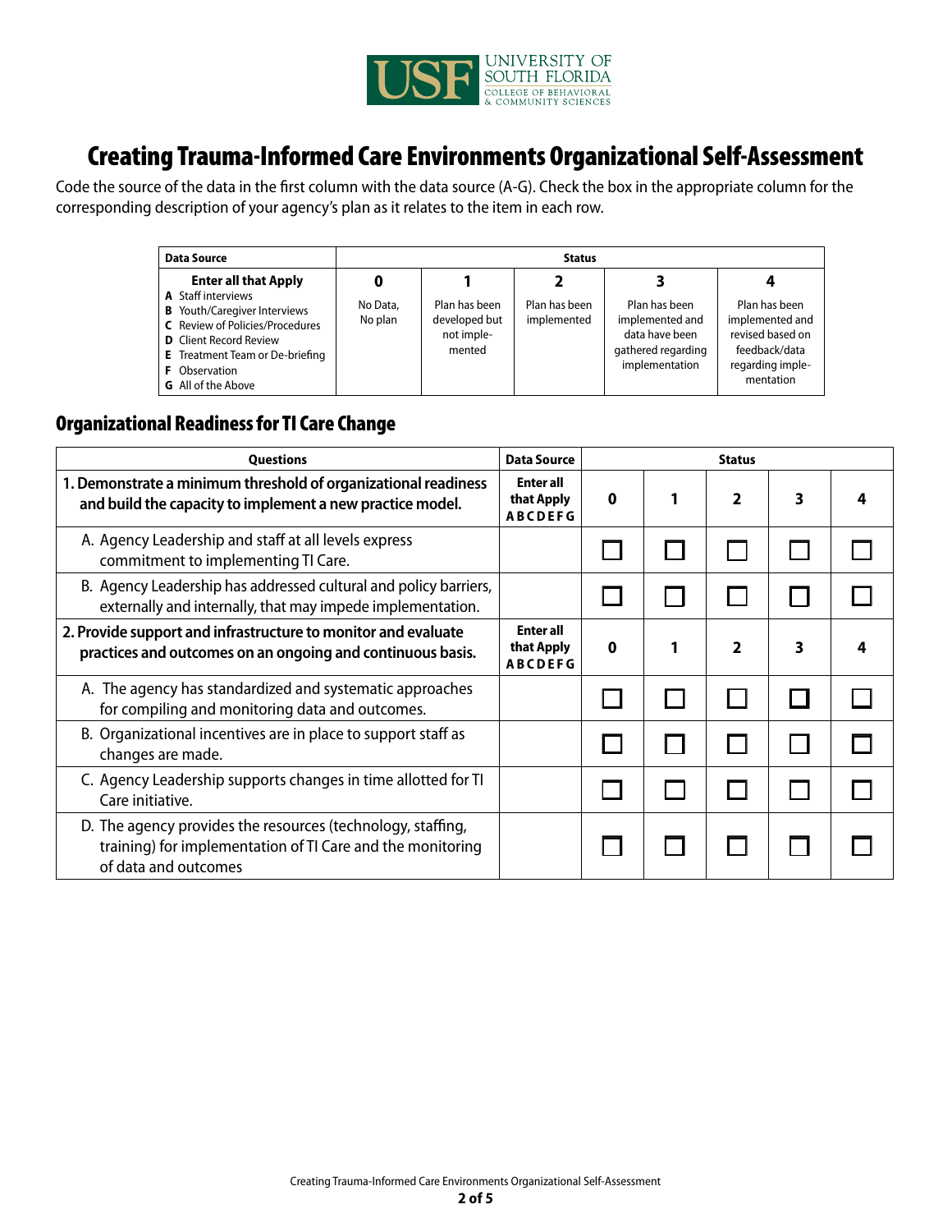# Creating Trauma-Informed Care Environments Organizational Self-Assessment

Code the source of the data in the first column with the data source (A-G). Check the box in the appropriate column for the corresponding description of your agency's plan as it relates to the item in each row.

| Data Source | Status | | | | |
|---|---|---|---|---|---|
| **Enter all that Apply**<br>**A** Staff interviews<br>**B** Youth/Caregiver Interviews<br>**C** Review of Policies/Procedures<br>**D** Client Record Review<br>**E** Treatment Team or De-briefing<br>**F** Observation<br>**G** All of the Above | **0**<br>No Data, No plan | **1**<br>Plan has been developed but not implemented | **2**<br>Plan has been implemented | **3**<br>Plan has been implemented and data have been gathered regarding implementation | **4**<br>Plan has been implemented and revised based on feedback/data regarding implementation |

## Organizational Readiness for TI Care Change

| Questions | Data Source | Status | | | | |
|---|---|---|---|---|---|---|
| **1. Demonstrate a minimum threshold of organizational readiness and build the capacity to implement a new practice model.** | **Enter all that Apply ABCDEFG** | **0** | **1** | **2** | **3** | **4** |
| A. Agency Leadership and staff at all levels express commitment to implementing TI Care. | | ☐ | ☐ | ☐ | ☐ | ☐ |
| B. Agency Leadership has addressed cultural and policy barriers, externally and internally, that may impede implementation. | | ☐ | ☐ | ☐ | ☐ | ☐ |
| **2. Provide support and infrastructure to monitor and evaluate practices and outcomes on an ongoing and continuous basis.** | **Enter all that Apply ABCDEFG** | **0** | **1** | **2** | **3** | **4** |
| A. The agency has standardized and systematic approaches for compiling and monitoring data and outcomes. | | ☐ | ☐ | ☐ | ☐ | ☐ |
| B. Organizational incentives are in place to support staff as changes are made. | | ☐ | ☐ | ☐ | ☐ | ☐ |
| C. Agency Leadership supports changes in time allotted for TI Care initiative. | | ☐ | ☐ | ☐ | ☐ | ☐ |
| D. The agency provides the resources (technology, staffing, training) for implementation of TI Care and the monitoring of data and outcomes | | ☐ | ☐ | ☐ | ☐ | ☐ |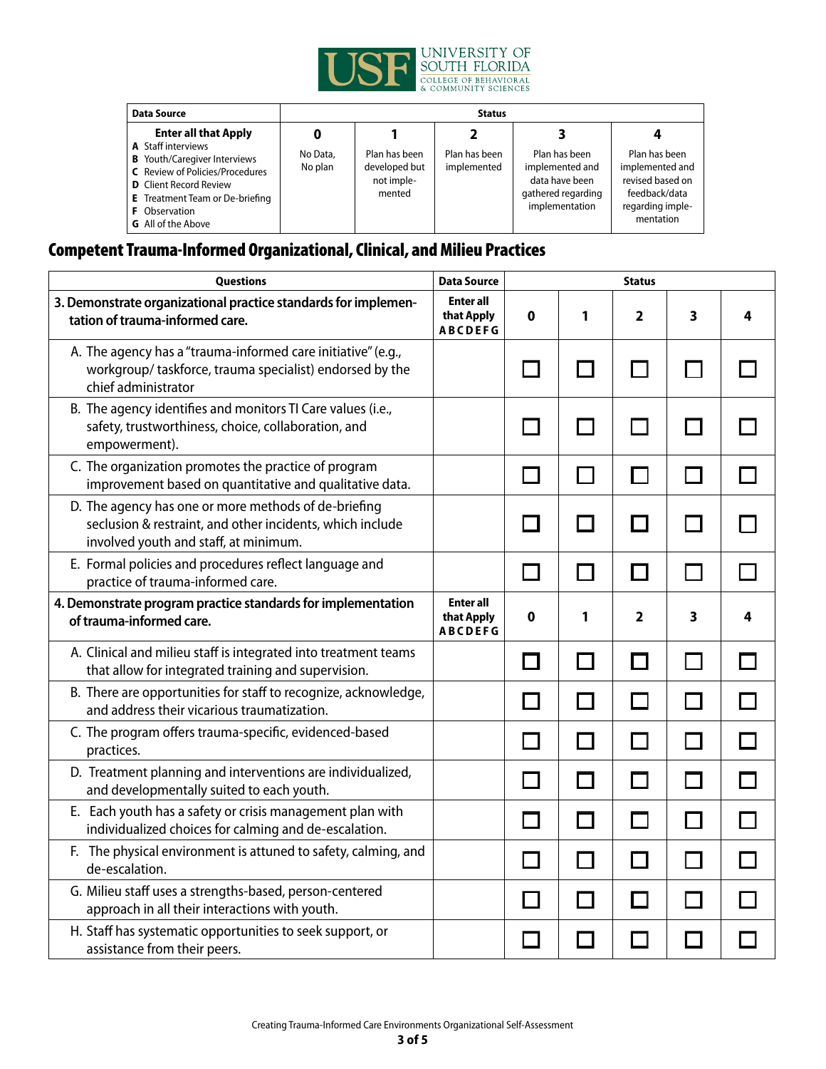| Data Source | Status | | | | |
|---|---|---|---|---|---|
| **Enter all that Apply**<br>**A** Staff interviews<br>**B** Youth/Caregiver Interviews<br>**C** Review of Policies/Procedures<br>**D** Client Record Review<br>**E** Treatment Team or De-briefing<br>**F** Observation<br>**G** All of the Above | **0**<br>No Data, No plan | **1**<br>Plan has been developed but not imple-mented | **2**<br>Plan has been implemented | **3**<br>Plan has been implemented and data have been gathered regarding implementation | **4**<br>Plan has been implemented and revised based on feedback/data regarding imple-mentation |

## Competent Trauma-Informed Organizational, Clinical, and Milieu Practices

| Questions | Data Source | Status | | | | |
|---|---|---|---|---|---|---|
| **3. Demonstrate organizational practice standards for implementation of trauma-informed care.** | **Enter all that Apply ABCDEFG** | **0** | **1** | **2** | **3** | **4** |
| A. The agency has a "trauma-informed care initiative" (e.g., workgroup/ taskforce, trauma specialist) endorsed by the chief administrator | | ☐ | ☐ | ☐ | ☐ | ☐ |
| B. The agency identifies and monitors TI Care values (i.e., safety, trustworthiness, choice, collaboration, and empowerment). | | ☐ | ☐ | ☐ | ☐ | ☐ |
| C. The organization promotes the practice of program improvement based on quantitative and qualitative data. | | ☐ | ☐ | ☐ | ☐ | ☐ |
| D. The agency has one or more methods of de-briefing seclusion & restraint, and other incidents, which include involved youth and staff, at minimum. | | ☐ | ☐ | ☐ | ☐ | ☐ |
| E. Formal policies and procedures reflect language and practice of trauma-informed care. | | ☐ | ☐ | ☐ | ☐ | ☐ |
| **4. Demonstrate program practice standards for implementation of trauma-informed care.** | **Enter all that Apply ABCDEFG** | **0** | **1** | **2** | **3** | **4** |
| A. Clinical and milieu staff is integrated into treatment teams that allow for integrated training and supervision. | | ☐ | ☐ | ☐ | ☐ | ☐ |
| B. There are opportunities for staff to recognize, acknowledge, and address their vicarious traumatization. | | ☐ | ☐ | ☐ | ☐ | ☐ |
| C. The program offers trauma-specific, evidenced-based practices. | | ☐ | ☐ | ☐ | ☐ | ☐ |
| D. Treatment planning and interventions are individualized, and developmentally suited to each youth. | | ☐ | ☐ | ☐ | ☐ | ☐ |
| E. Each youth has a safety or crisis management plan with individualized choices for calming and de-escalation. | | ☐ | ☐ | ☐ | ☐ | ☐ |
| F. The physical environment is attuned to safety, calming, and de-escalation. | | ☐ | ☐ | ☐ | ☐ | ☐ |
| G. Milieu staff uses a strengths-based, person-centered approach in all their interactions with youth. | | ☐ | ☐ | ☐ | ☐ | ☐ |
| H. Staff has systematic opportunities to seek support, or assistance from their peers. | | ☐ | ☐ | ☐ | ☐ | ☐ |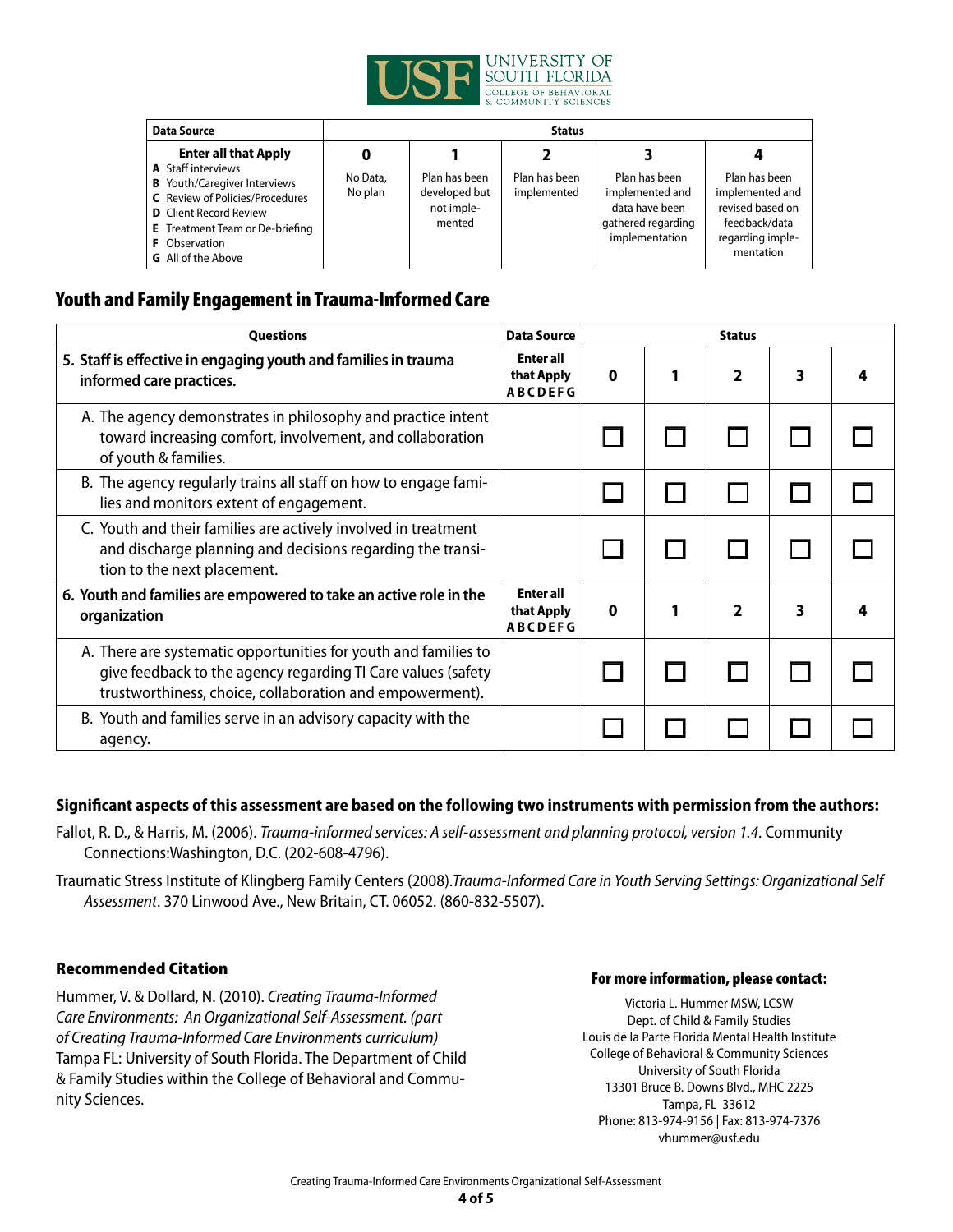| Data Source | Status | | | | |
|---|---|---|---|---|---|
| **Enter all that Apply**<br>**A** Staff interviews<br>**B** Youth/Caregiver Interviews<br>**C** Review of Policies/Procedures<br>**D** Client Record Review<br>**E** Treatment Team or De-briefing<br>**F** Observation<br>**G** All of the Above | **0**<br>No Data, No plan | **1**<br>Plan has been developed but not implemented | **2**<br>Plan has been implemented | **3**<br>Plan has been implemented and data have been gathered regarding implementation | **4**<br>Plan has been implemented and revised based on feedback/data regarding implementation |

## Youth and Family Engagement in Trauma-Informed Care

| Questions | Data Source | Status | | | | |
|---|---|---|---|---|---|---|
| **5. Staff is effective in engaging youth and families in trauma informed care practices.** | **Enter all that Apply ABCDEFG** | **0** | **1** | **2** | **3** | **4** |
| A. The agency demonstrates in philosophy and practice intent toward increasing comfort, involvement, and collaboration of youth & families. | | ☐ | ☐ | ☐ | ☐ | ☐ |
| B. The agency regularly trains all staff on how to engage families and monitors extent of engagement. | | ☐ | ☐ | ☐ | ☐ | ☐ |
| C. Youth and their families are actively involved in treatment and discharge planning and decisions regarding the transition to the next placement. | | ☐ | ☐ | ☐ | ☐ | ☐ |
| **6. Youth and families are empowered to take an active role in the organization** | **Enter all that Apply ABCDEFG** | **0** | **1** | **2** | **3** | **4** |
| A. There are systematic opportunities for youth and families to give feedback to the agency regarding TI Care values (safety trustworthiness, choice, collaboration and empowerment). | | ☐ | ☐ | ☐ | ☐ | ☐ |
| B. Youth and families serve in an advisory capacity with the agency. | | ☐ | ☐ | ☐ | ☐ | ☐ |

**Significant aspects of this assessment are based on the following two instruments with permission from the authors:**

Fallot, R. D., & Harris, M. (2006). *Trauma-informed services: A self-assessment and planning protocol, version 1.4*. Community Connections:Washington, D.C. (202-608-4796).

Traumatic Stress Institute of Klingberg Family Centers (2008).*Trauma-Informed Care in Youth Serving Settings: Organizational Self Assessment*. 370 Linwood Ave., New Britain, CT. 06052. (860-832-5507).

### Recommended Citation

Hummer, V. & Dollard, N. (2010). *Creating Trauma-Informed Care Environments: An Organizational Self-Assessment. (part of Creating Trauma-Informed Care Environments curriculum)* Tampa FL: University of South Florida. The Department of Child & Family Studies within the College of Behavioral and Community Sciences.

### For more information, please contact:

Victoria L. Hummer MSW, LCSW
Dept. of Child & Family Studies
Louis de la Parte Florida Mental Health Institute
College of Behavioral & Community Sciences
University of South Florida
13301 Bruce B. Downs Blvd., MHC 2225
Tampa, FL 33612
Phone: 813-974-9156 | Fax: 813-974-7376
vhummer@usf.edu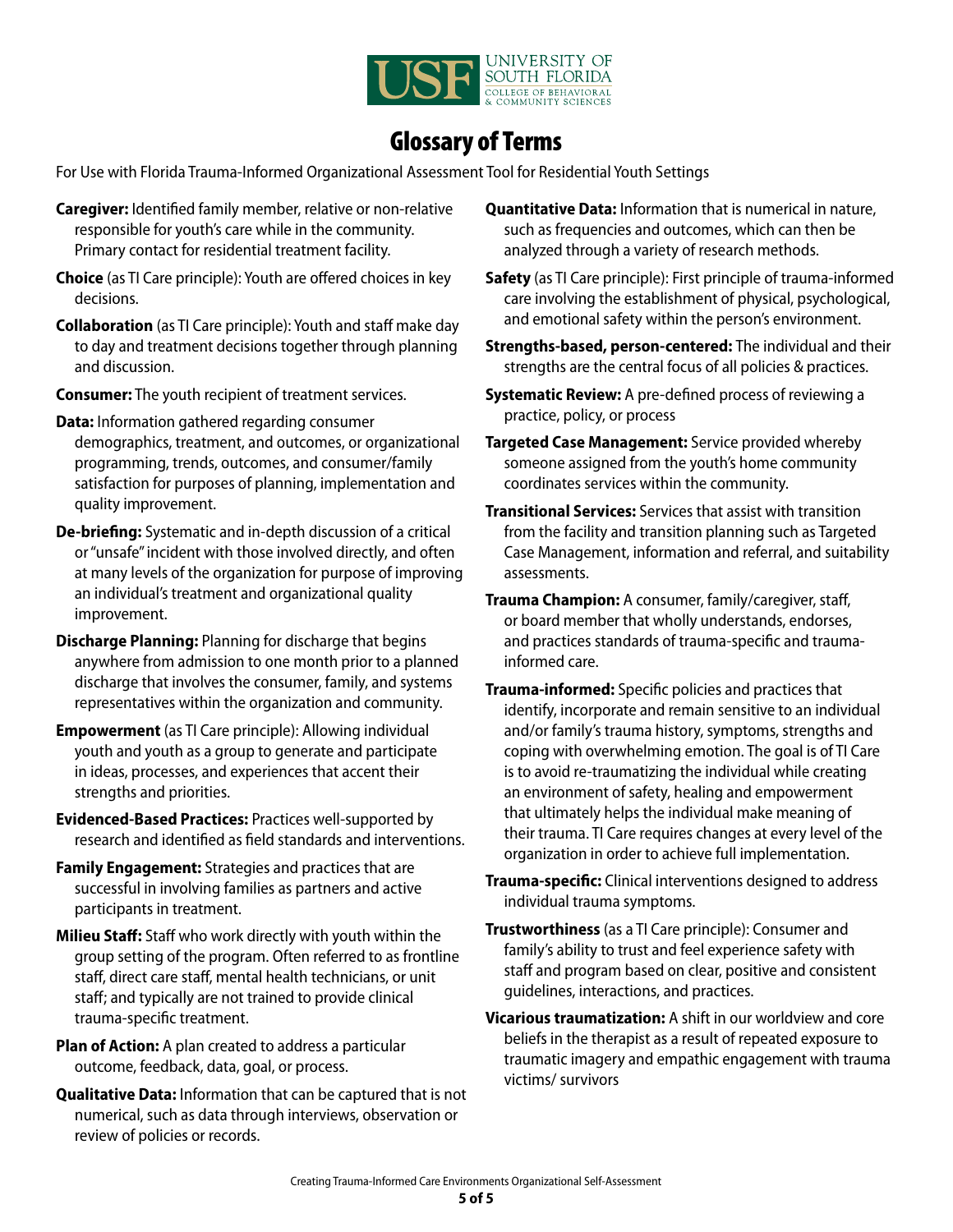# Glossary of Terms

For Use with Florida Trauma-Informed Organizational Assessment Tool for Residential Youth Settings

**Caregiver:** Identified family member, relative or non-relative responsible for youth's care while in the community. Primary contact for residential treatment facility.

**Choice** (as TI Care principle): Youth are offered choices in key decisions.

**Collaboration** (as TI Care principle): Youth and staff make day to day and treatment decisions together through planning and discussion.

**Consumer:** The youth recipient of treatment services.

**Data:** Information gathered regarding consumer demographics, treatment, and outcomes, or organizational programming, trends, outcomes, and consumer/family satisfaction for purposes of planning, implementation and quality improvement.

**De-briefing:** Systematic and in-depth discussion of a critical or "unsafe" incident with those involved directly, and often at many levels of the organization for purpose of improving an individual's treatment and organizational quality improvement.

**Discharge Planning:** Planning for discharge that begins anywhere from admission to one month prior to a planned discharge that involves the consumer, family, and systems representatives within the organization and community.

**Empowerment** (as TI Care principle): Allowing individual youth and youth as a group to generate and participate in ideas, processes, and experiences that accent their strengths and priorities.

**Evidenced-Based Practices:** Practices well-supported by research and identified as field standards and interventions.

**Family Engagement:** Strategies and practices that are successful in involving families as partners and active participants in treatment.

**Milieu Staff:** Staff who work directly with youth within the group setting of the program. Often referred to as frontline staff, direct care staff, mental health technicians, or unit staff; and typically are not trained to provide clinical trauma-specific treatment.

**Plan of Action:** A plan created to address a particular outcome, feedback, data, goal, or process.

**Qualitative Data:** Information that can be captured that is not numerical, such as data through interviews, observation or review of policies or records.

**Quantitative Data:** Information that is numerical in nature, such as frequencies and outcomes, which can then be analyzed through a variety of research methods.

**Safety** (as TI Care principle): First principle of trauma-informed care involving the establishment of physical, psychological, and emotional safety within the person's environment.

**Strengths-based, person-centered:** The individual and their strengths are the central focus of all policies & practices.

**Systematic Review:** A pre-defined process of reviewing a practice, policy, or process

**Targeted Case Management:** Service provided whereby someone assigned from the youth's home community coordinates services within the community.

**Transitional Services:** Services that assist with transition from the facility and transition planning such as Targeted Case Management, information and referral, and suitability assessments.

**Trauma Champion:** A consumer, family/caregiver, staff, or board member that wholly understands, endorses, and practices standards of trauma-specific and trauma-informed care.

**Trauma-informed:** Specific policies and practices that identify, incorporate and remain sensitive to an individual and/or family's trauma history, symptoms, strengths and coping with overwhelming emotion. The goal is of TI Care is to avoid re-traumatizing the individual while creating an environment of safety, healing and empowerment that ultimately helps the individual make meaning of their trauma. TI Care requires changes at every level of the organization in order to achieve full implementation.

**Trauma-specific:** Clinical interventions designed to address individual trauma symptoms.

**Trustworthiness** (as a TI Care principle): Consumer and family's ability to trust and feel experience safety with staff and program based on clear, positive and consistent guidelines, interactions, and practices.

**Vicarious traumatization:** A shift in our worldview and core beliefs in the therapist as a result of repeated exposure to traumatic imagery and empathic engagement with trauma victims/ survivors